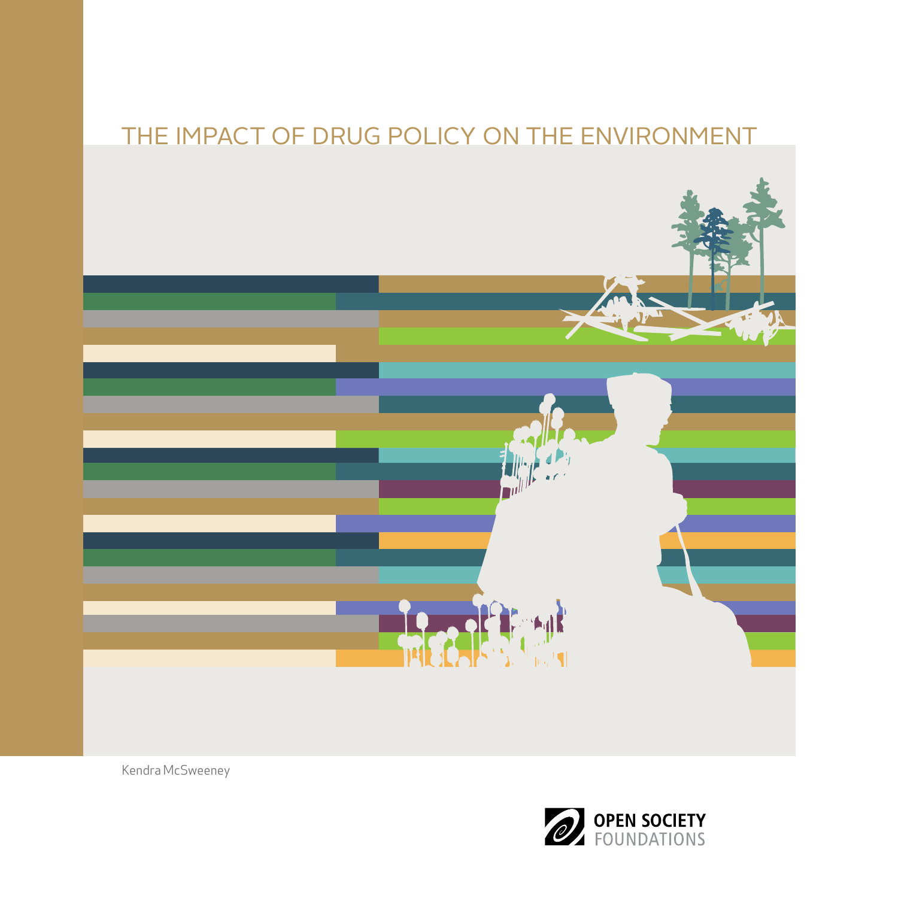# THE IMPACT OF DRUG POLICY ON THE ENVIRONMENT

Kendra McSweeney

OPEN SOCIETY FOUNDATIONS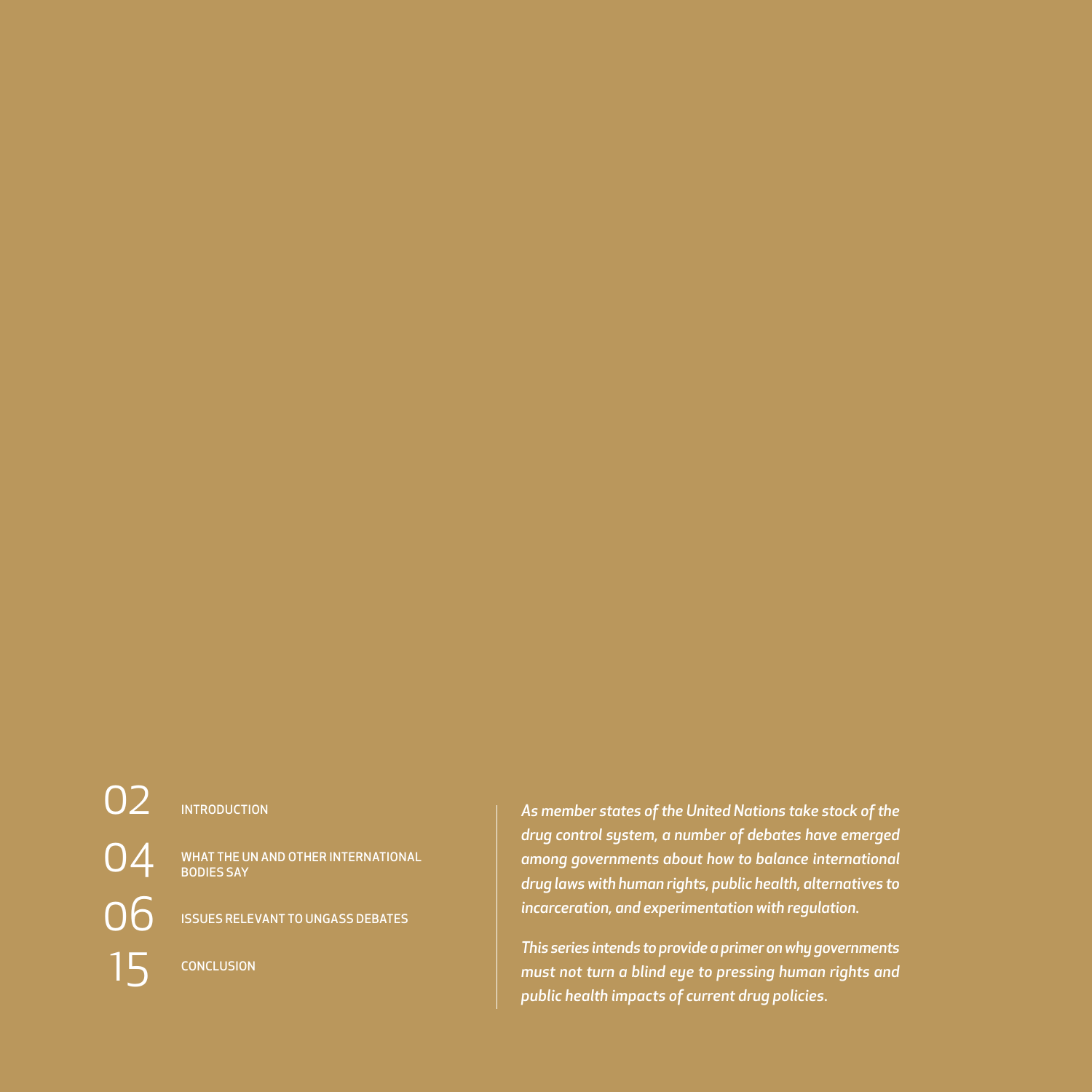| | |
|---|---|
| 02 | INTRODUCTION |
| 04 | WHAT THE UN AND OTHER INTERNATIONAL BODIES SAY |
| 06 | ISSUES RELEVANT TO UNGASS DEBATES |
| 15 | CONCLUSION |

*As member states of the United Nations take stock of the drug control system, a number of debates have emerged among governments about how to balance international drug laws with human rights, public health, alternatives to incarceration, and experimentation with regulation.*

*This series intends to provide a primer on why governments must not turn a blind eye to pressing human rights and public health impacts of current drug policies.*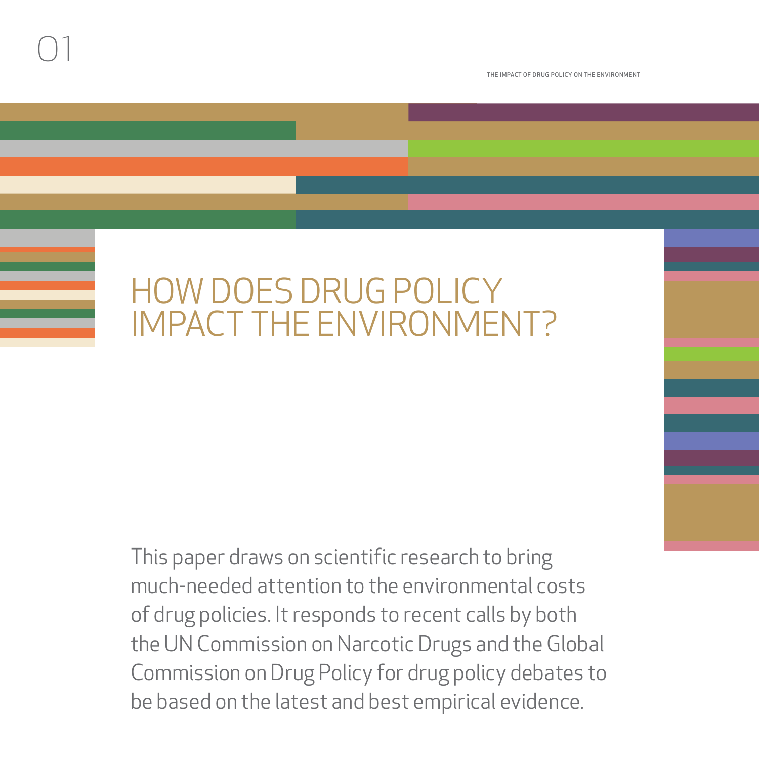# 01

## HOW DOES DRUG POLICY IMPACT THE ENVIRONMENT?

This paper draws on scientific research to bring much-needed attention to the environmental costs of drug policies. It responds to recent calls by both the UN Commission on Narcotic Drugs and the Global Commission on Drug Policy for drug policy debates to be based on the latest and best empirical evidence.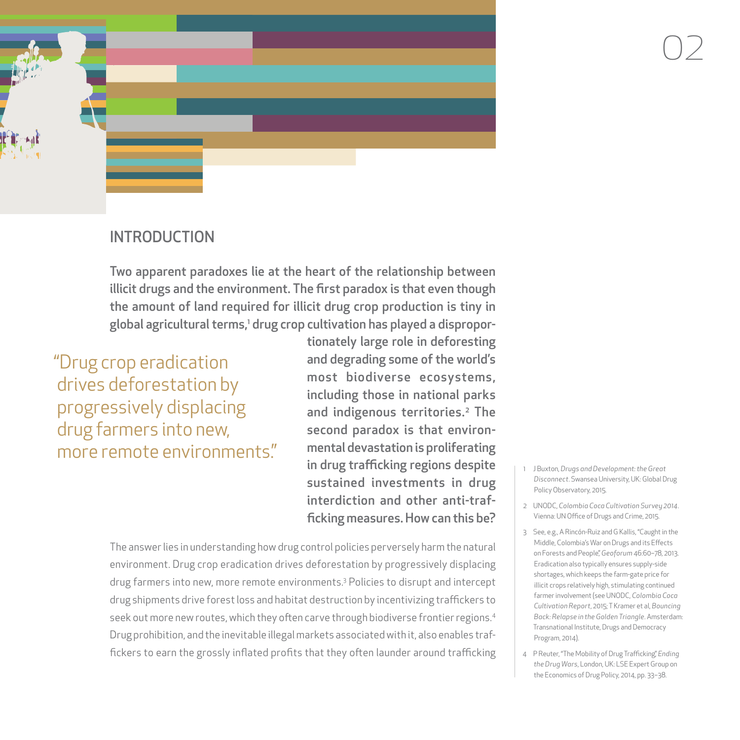# INTRODUCTION

**Two apparent paradoxes lie at the heart of the relationship between illicit drugs and the environment. The first paradox is that even though the amount of land required for illicit drug crop production is tiny in global agricultural terms,[1] drug crop cultivation has played a disproportionately large role in deforesting and degrading some of the world's most biodiverse ecosystems, including those in national parks and indigenous territories.[2] The second paradox is that environmental devastation is proliferating in drug trafficking regions despite sustained investments in drug interdiction and other anti-trafficking measures. How can this be?**

> "Drug crop eradication drives deforestation by progressively displacing drug farmers into new, more remote environments."

The answer lies in understanding how drug control policies perversely harm the natural environment. Drug crop eradication drives deforestation by progressively displacing drug farmers into new, more remote environments.[3] Policies to disrupt and intercept drug shipments drive forest loss and habitat destruction by incentivizing traffickers to seek out more new routes, which they often carve through biodiverse frontier regions.[4] Drug prohibition, and the inevitable illegal markets associated with it, also enables traffickers to earn the grossly inflated profits that they often launder around trafficking

1. J Buxton, *Drugs and Development: the Great Disconnect*. Swansea University, UK: Global Drug Policy Observatory, 2015.
2. UNODC, *Colombia Coca Cultivation Survey 2014*. Vienna: UN Office of Drugs and Crime, 2015.
3. See, e.g., A Rincón-Ruiz and G Kallis, "Caught in the Middle, Colombia's War on Drugs and its Effects on Forests and People," *Geoforum* 46:60–78, 2013. Eradication also typically ensures supply-side shortages, which keeps the farm-gate price for illicit crops relatively high, stimulating continued farmer involvement (see UNODC, *Colombia Coca Cultivation Report*, 2015; T Kramer et al, *Bouncing Back: Relapse in the Golden Triangle*. Amsterdam: Transnational Institute, Drugs and Democracy Program, 2014).
4. P Reuter, "The Mobility of Drug Trafficking," *Ending the Drug Wars*, London, UK: LSE Expert Group on the Economics of Drug Policy, 2014, pp. 33–38.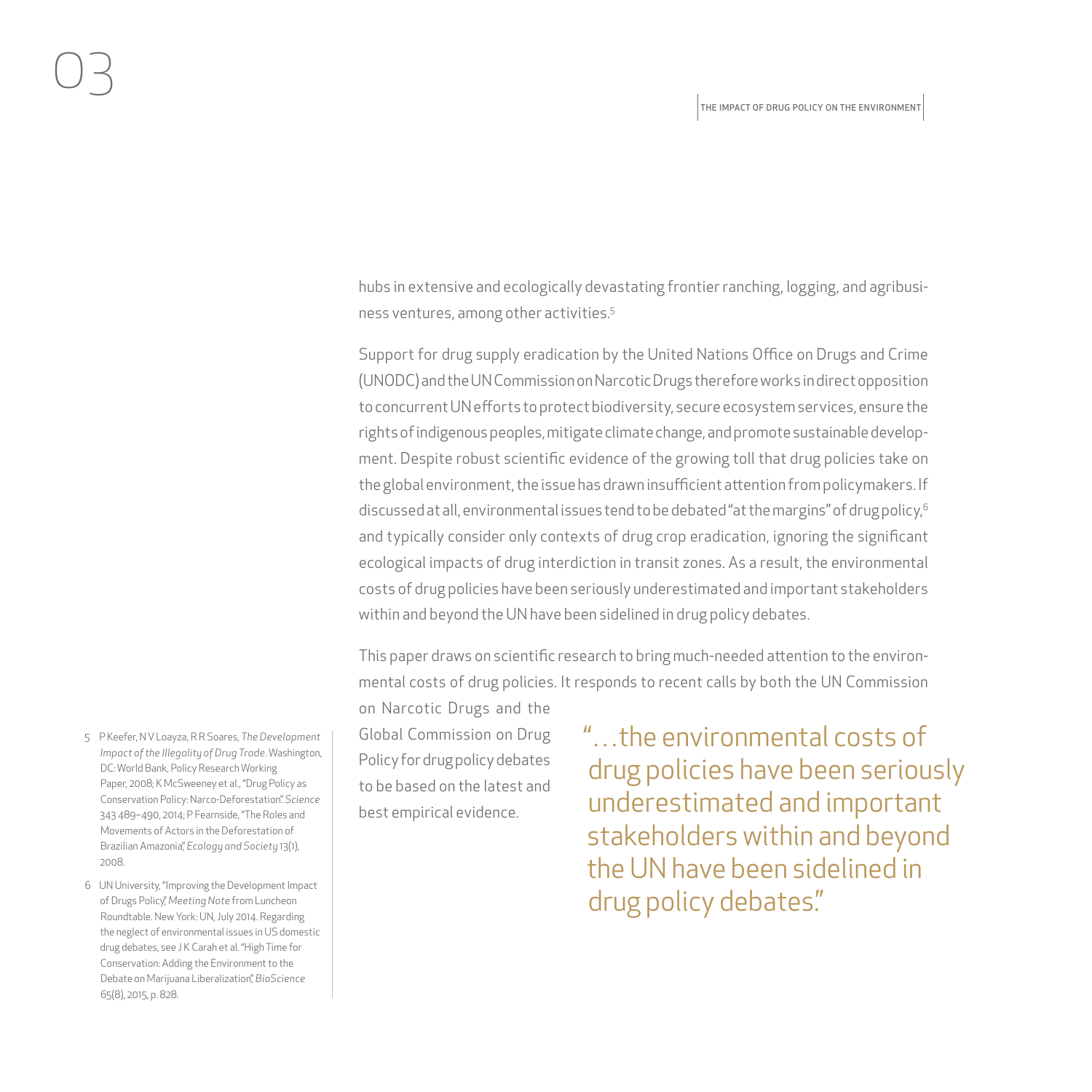hubs in extensive and ecologically devastating frontier ranching, logging, and agribusiness ventures, among other activities.[5]

Support for drug supply eradication by the United Nations Office on Drugs and Crime (UNODC) and the UN Commission on Narcotic Drugs therefore works in direct opposition to concurrent UN efforts to protect biodiversity, secure ecosystem services, ensure the rights of indigenous peoples, mitigate climate change, and promote sustainable development. Despite robust scientific evidence of the growing toll that drug policies take on the global environment, the issue has drawn insufficient attention from policymakers. If discussed at all, environmental issues tend to be debated "at the margins" of drug policy,[6] and typically consider only contexts of drug crop eradication, ignoring the significant ecological impacts of drug interdiction in transit zones. As a result, the environmental costs of drug policies have been seriously underestimated and important stakeholders within and beyond the UN have been sidelined in drug policy debates.

This paper draws on scientific research to bring much-needed attention to the environmental costs of drug policies. It responds to recent calls by both the UN Commission on Narcotic Drugs and the Global Commission on Drug Policy for drug policy debates to be based on the latest and best empirical evidence.

> "…the environmental costs of drug policies have been seriously underestimated and important stakeholders within and beyond the UN have been sidelined in drug policy debates."

5 P Keefer, N V Loayza, R R Soares, *The Development Impact of the Illegality of Drug Trade*. Washington, DC: World Bank, Policy Research Working Paper, 2008; K McSweeney et al., "Drug Policy as Conservation Policy: Narco-Deforestation". *Science* 343 489–490, 2014; P Fearnside, "The Roles and Movements of Actors in the Deforestation of Brazilian Amazonia", *Ecology and Society* 13(1), 2008.

6 UN University, "Improving the Development Impact of Drugs Policy", *Meeting Note* from Luncheon Roundtable. New York: UN, July 2014. Regarding the neglect of environmental issues in US domestic drug debates, see J K Carah et al. "High Time for Conservation: Adding the Environment to the Debate on Marijuana Liberalization", *BioScience* 65(8), 2015, p. 828.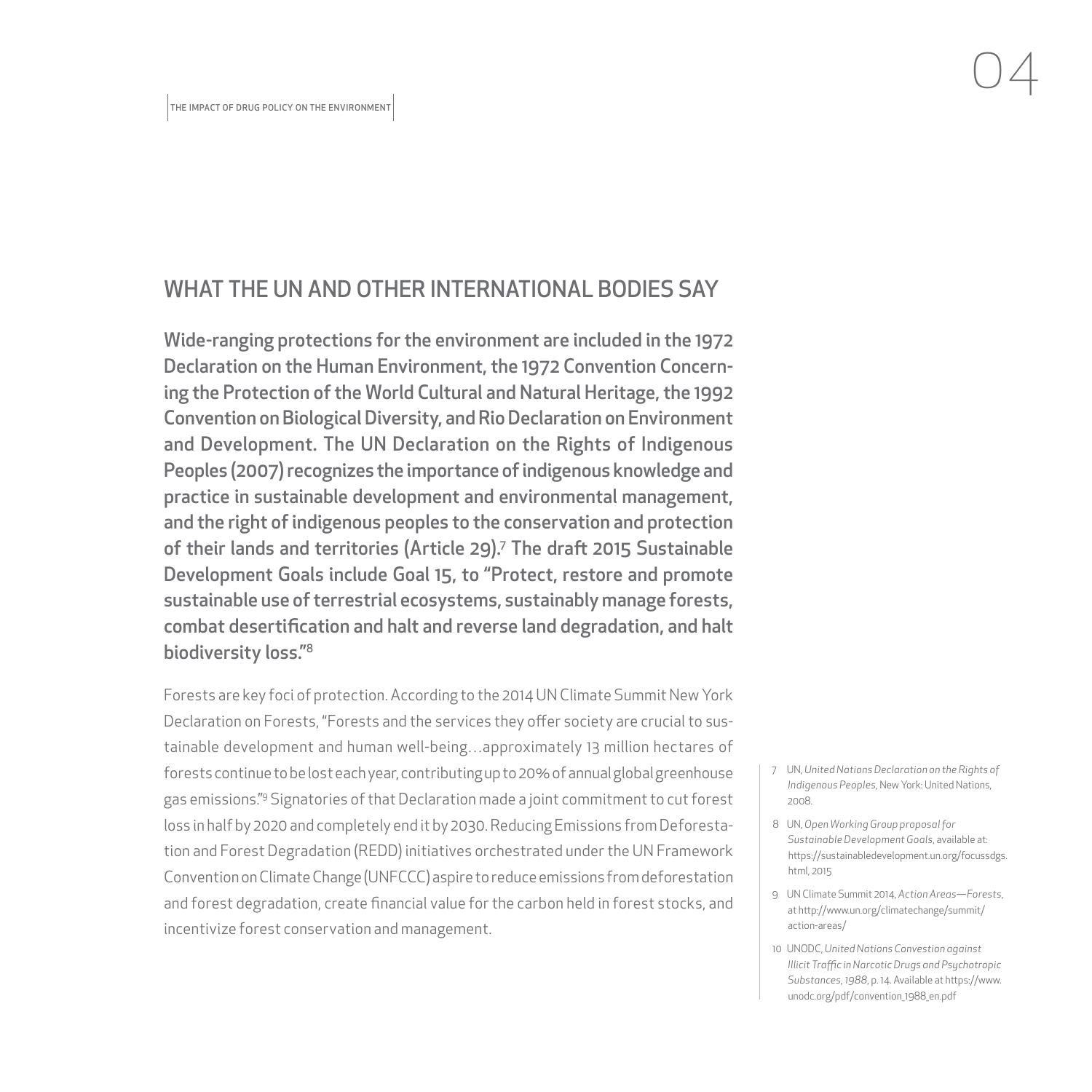## WHAT THE UN AND OTHER INTERNATIONAL BODIES SAY

**Wide-ranging protections for the environment are included in the 1972 Declaration on the Human Environment, the 1972 Convention Concerning the Protection of the World Cultural and Natural Heritage, the 1992 Convention on Biological Diversity, and Rio Declaration on Environment and Development. The UN Declaration on the Rights of Indigenous Peoples (2007) recognizes the importance of indigenous knowledge and practice in sustainable development and environmental management, and the right of indigenous peoples to the conservation and protection of their lands and territories (Article 29).[7] The draft 2015 Sustainable Development Goals include Goal 15, to "Protect, restore and promote sustainable use of terrestrial ecosystems, sustainably manage forests, combat desertification and halt and reverse land degradation, and halt biodiversity loss."[8]**

Forests are key foci of protection. According to the 2014 UN Climate Summit New York Declaration on Forests, "Forests and the services they offer society are crucial to sustainable development and human well-being…approximately 13 million hectares of forests continue to be lost each year, contributing up to 20% of annual global greenhouse gas emissions."[9] Signatories of that Declaration made a joint commitment to cut forest loss in half by 2020 and completely end it by 2030. Reducing Emissions from Deforestation and Forest Degradation (REDD) initiatives orchestrated under the UN Framework Convention on Climate Change (UNFCCC) aspire to reduce emissions from deforestation and forest degradation, create financial value for the carbon held in forest stocks, and incentivize forest conservation and management.

7 UN, *United Nations Declaration on the Rights of Indigenous Peoples*, New York: United Nations, 2008.

8 UN, *Open Working Group proposal for Sustainable Development Goals*, available at: https://sustainabledevelopment.un.org/focussdgs.html, 2015

9 UN Climate Summit 2014, *Action Areas—Forests*, at http://www.un.org/climatechange/summit/action-areas/

10 UNODC, *United Nations Convestion against Illicit Traffic in Narcotic Drugs and Psychotropic Substances, 1988*, p. 14. Available at https://www.unodc.org/pdf/convention_1988_en.pdf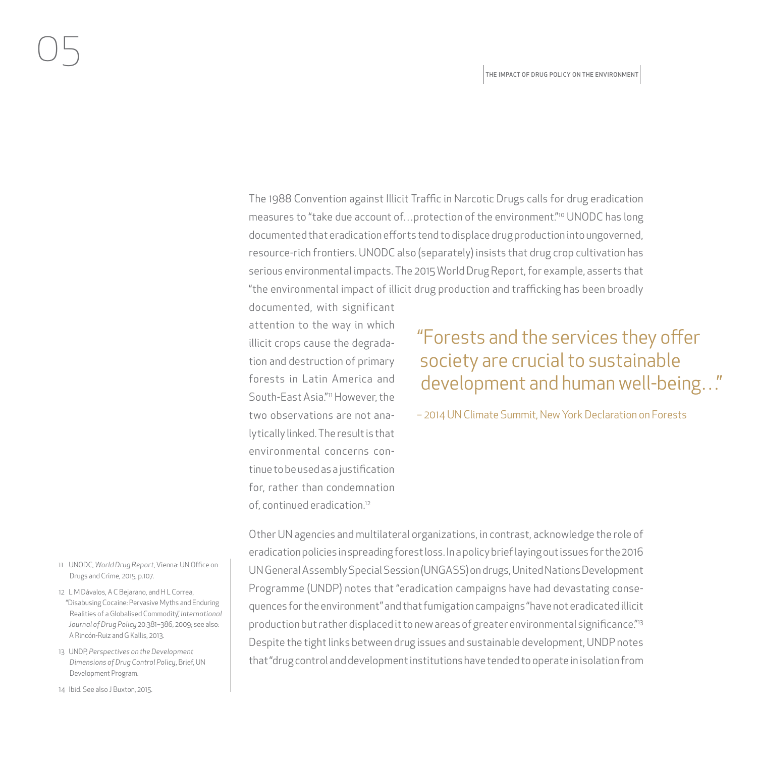The 1988 Convention against Illicit Traffic in Narcotic Drugs calls for drug eradication measures to "take due account of…protection of the environment."[10] UNODC has long documented that eradication efforts tend to displace drug production into ungoverned, resource-rich frontiers. UNODC also (separately) insists that drug crop cultivation has serious environmental impacts. The 2015 World Drug Report, for example, asserts that "the environmental impact of illicit drug production and trafficking has been broadly documented, with significant attention to the way in which illicit crops cause the degradation and destruction of primary forests in Latin America and South-East Asia."[11] However, the two observations are not analytically linked. The result is that environmental concerns continue to be used as a justification for, rather than condemnation of, continued eradication.[12]

> "Forests and the services they offer society are crucial to sustainable development and human well-being…"
>
> – 2014 UN Climate Summit, New York Declaration on Forests

Other UN agencies and multilateral organizations, in contrast, acknowledge the role of eradication policies in spreading forest loss. In a policy brief laying out issues for the 2016 UN General Assembly Special Session (UNGASS) on drugs, United Nations Development Programme (UNDP) notes that "eradication campaigns have had devastating consequences for the environment" and that fumigation campaigns "have not eradicated illicit production but rather displaced it to new areas of greater environmental significance."[13] Despite the tight links between drug issues and sustainable development, UNDP notes that "drug control and development institutions have tended to operate in isolation from

11 UNODC, *World Drug Report*, Vienna: UN Office on Drugs and Crime, 2015, p.107.

12 L M Dávalos, A C Bejarano, and H L Correa, "Disabusing Cocaine: Pervasive Myths and Enduring Realities of a Globalised Commodity," *International Journal of Drug Policy* 20:381–386, 2009; see also: A Rincón-Ruiz and G Kallis, 2013.

13 UNDP, *Perspectives on the Development Dimensions of Drug Control Policy*, Brief, UN Development Program.

14 Ibid. See also J Buxton, 2015.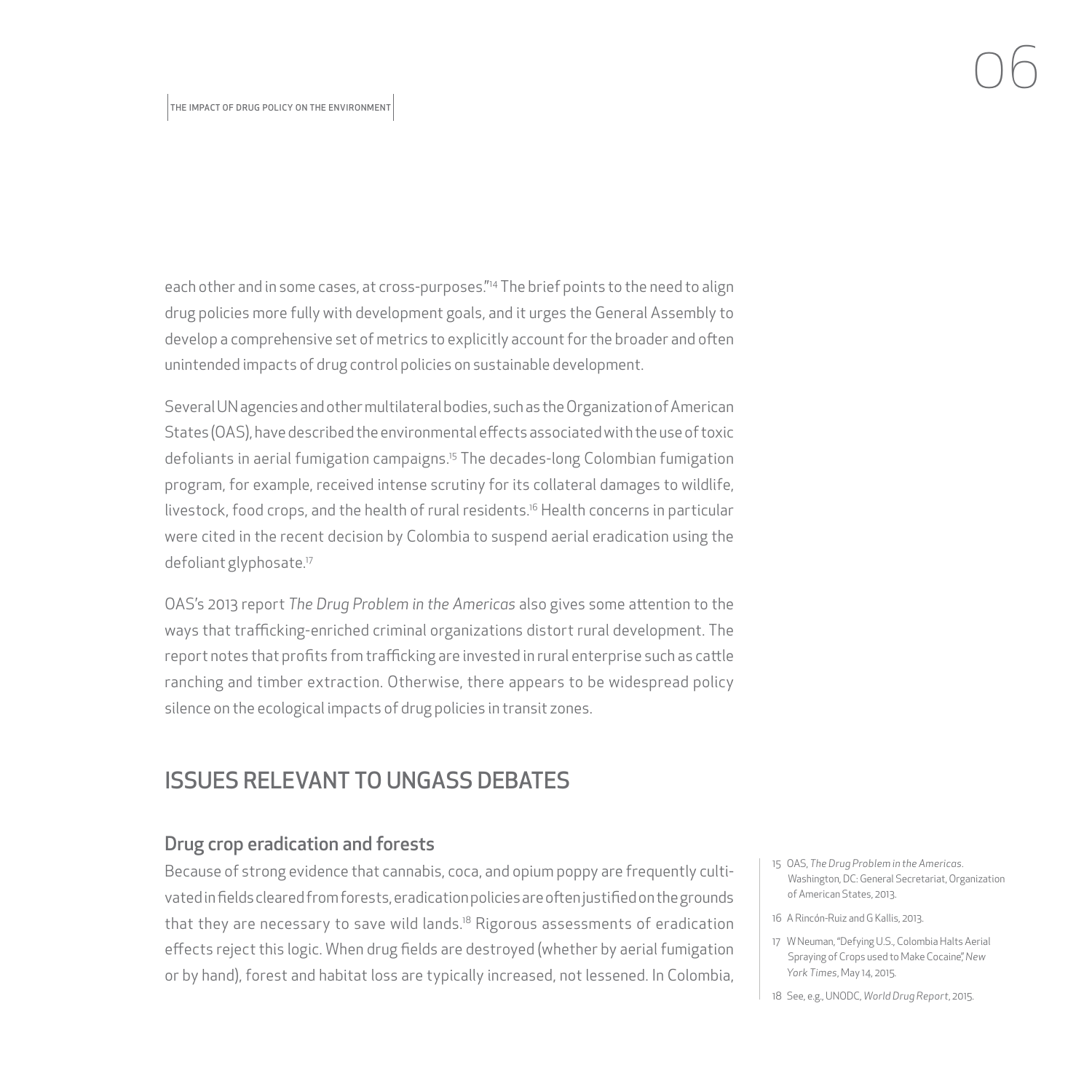each other and in some cases, at cross-purposes."[14] The brief points to the need to align drug policies more fully with development goals, and it urges the General Assembly to develop a comprehensive set of metrics to explicitly account for the broader and often unintended impacts of drug control policies on sustainable development.

Several UN agencies and other multilateral bodies, such as the Organization of American States (OAS), have described the environmental effects associated with the use of toxic defoliants in aerial fumigation campaigns.[15] The decades-long Colombian fumigation program, for example, received intense scrutiny for its collateral damages to wildlife, livestock, food crops, and the health of rural residents.[16] Health concerns in particular were cited in the recent decision by Colombia to suspend aerial eradication using the defoliant glyphosate.[17]

OAS's 2013 report *The Drug Problem in the Americas* also gives some attention to the ways that trafficking-enriched criminal organizations distort rural development. The report notes that profits from trafficking are invested in rural enterprise such as cattle ranching and timber extraction. Otherwise, there appears to be widespread policy silence on the ecological impacts of drug policies in transit zones.

## ISSUES RELEVANT TO UNGASS DEBATES

### Drug crop eradication and forests

Because of strong evidence that cannabis, coca, and opium poppy are frequently cultivated in fields cleared from forests, eradication policies are often justified on the grounds that they are necessary to save wild lands.[18] Rigorous assessments of eradication effects reject this logic. When drug fields are destroyed (whether by aerial fumigation or by hand), forest and habitat loss are typically increased, not lessened. In Colombia,

15 OAS, *The Drug Problem in the Americas*. Washington, DC: General Secretariat, Organization of American States, 2013.

16 A Rincón-Ruiz and G Kallis, 2013.

17 W Neuman, "Defying U.S., Colombia Halts Aerial Spraying of Crops used to Make Cocaine," *New York Times*, May 14, 2015.

18 See, e.g., UNODC, *World Drug Report*, 2015.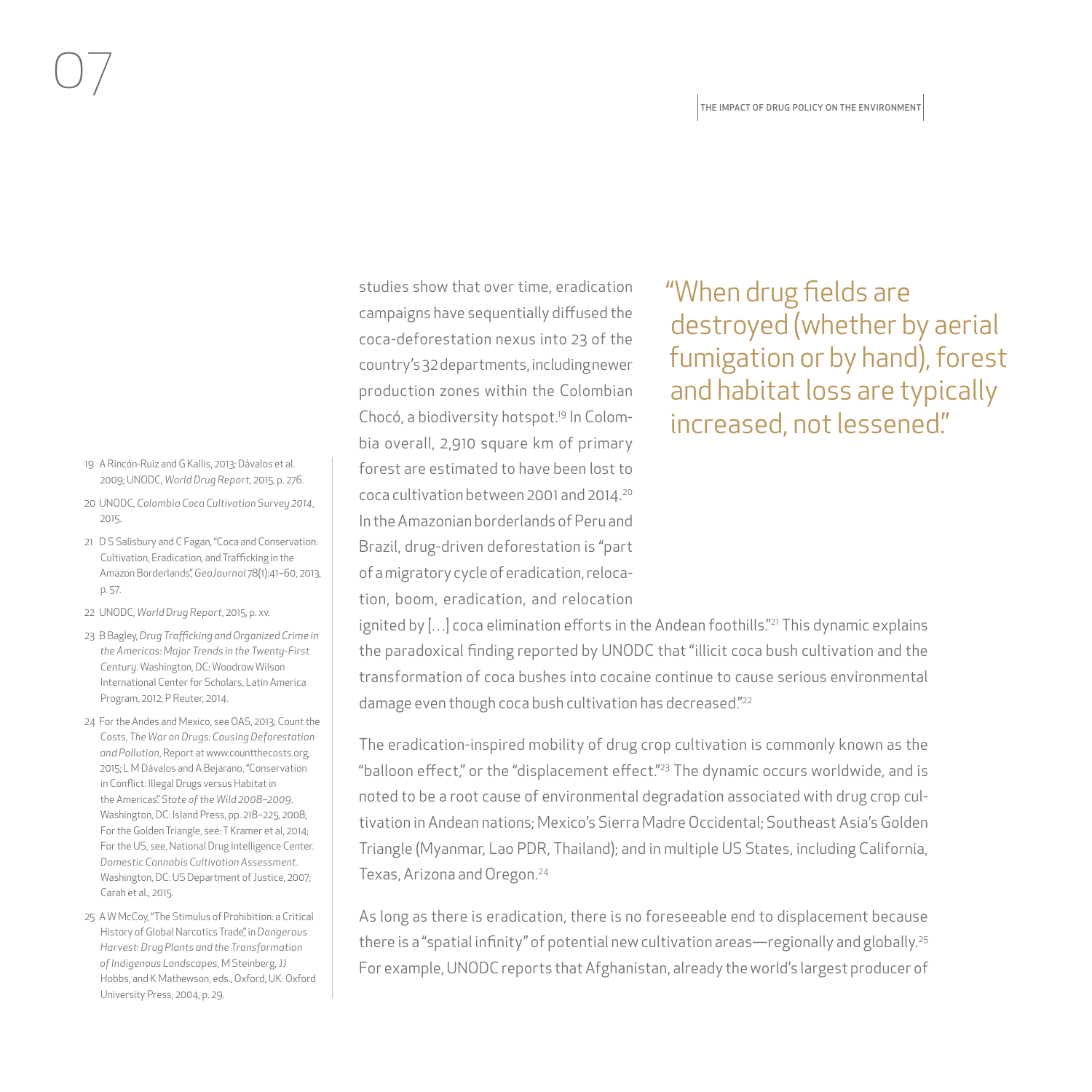studies show that over time, eradication campaigns have sequentially diffused the coca-deforestation nexus into 23 of the country's 32 departments, including newer production zones within the Colombian Chocó, a biodiversity hotspot.[19] In Colombia overall, 2,910 square km of primary forest are estimated to have been lost to coca cultivation between 2001 and 2014.[20] In the Amazonian borderlands of Peru and Brazil, drug-driven deforestation is "part of a migratory cycle of eradication, relocation, boom, eradication, and relocation ignited by […] coca elimination efforts in the Andean foothills."[21] This dynamic explains the paradoxical finding reported by UNODC that "illicit coca bush cultivation and the transformation of coca bushes into cocaine continue to cause serious environmental damage even though coca bush cultivation has decreased."[22]

> "When drug fields are destroyed (whether by aerial fumigation or by hand), forest and habitat loss are typically increased, not lessened."

The eradication-inspired mobility of drug crop cultivation is commonly known as the "balloon effect," or the "displacement effect."[23] The dynamic occurs worldwide, and is noted to be a root cause of environmental degradation associated with drug crop cultivation in Andean nations; Mexico's Sierra Madre Occidental; Southeast Asia's Golden Triangle (Myanmar, Lao PDR, Thailand); and in multiple US States, including California, Texas, Arizona and Oregon.[24]

As long as there is eradication, there is no foreseeable end to displacement because there is a "spatial infinity" of potential new cultivation areas—regionally and globally.[25] For example, UNODC reports that Afghanistan, already the world's largest producer of

---

19 A Rincón-Ruiz and G Kallis, 2013; Dávalos et al. 2009; UNODC, *World Drug Report*, 2015, p. 276.

20 UNODC, *Colombia Coca Cultivation Survey 2014*, 2015.

21 D S Salisbury and C Fagan, "Coca and Conservation: Cultivation, Eradication, and Trafficking in the Amazon Borderlands", *GeoJournal* 78(1):41–60, 2013, p. 57.

22 UNODC, *World Drug Report*, 2015, p. xv.

23 B Bagley, *Drug Trafficking and Organized Crime in the Americas: Major Trends in the Twenty-First Century*. Washington, DC: Woodrow Wilson International Center for Scholars, Latin America Program, 2012; P Reuter, 2014.

24 For the Andes and Mexico, see OAS, 2013; Count the Costs, *The War on Drugs: Causing Deforestation and Pollution*, Report at www.countthecosts.org, 2015; L M Dávalos and A Bejarano, "Conservation in Conflict: Illegal Drugs versus Habitat in the Americas". *State of the Wild 2008–2009*. Washington, DC: Island Press, pp. 218–225, 2008; For the Golden Triangle, see: T Kramer et al, 2014; For the US, see, National Drug Intelligence Center. *Domestic Cannabis Cultivation Assessment*. Washington, DC: US Department of Justice, 2007; Carah et al., 2015.

25 A W McCoy, "The Stimulus of Prohibition: a Critical History of Global Narcotics Trade", in *Dangerous Harvest: Drug Plants and the Transformation of Indigenous Landscapes*, M Steinberg, JJ Hobbs, and K Mathewson, eds., Oxford, UK: Oxford University Press, 2004, p. 29.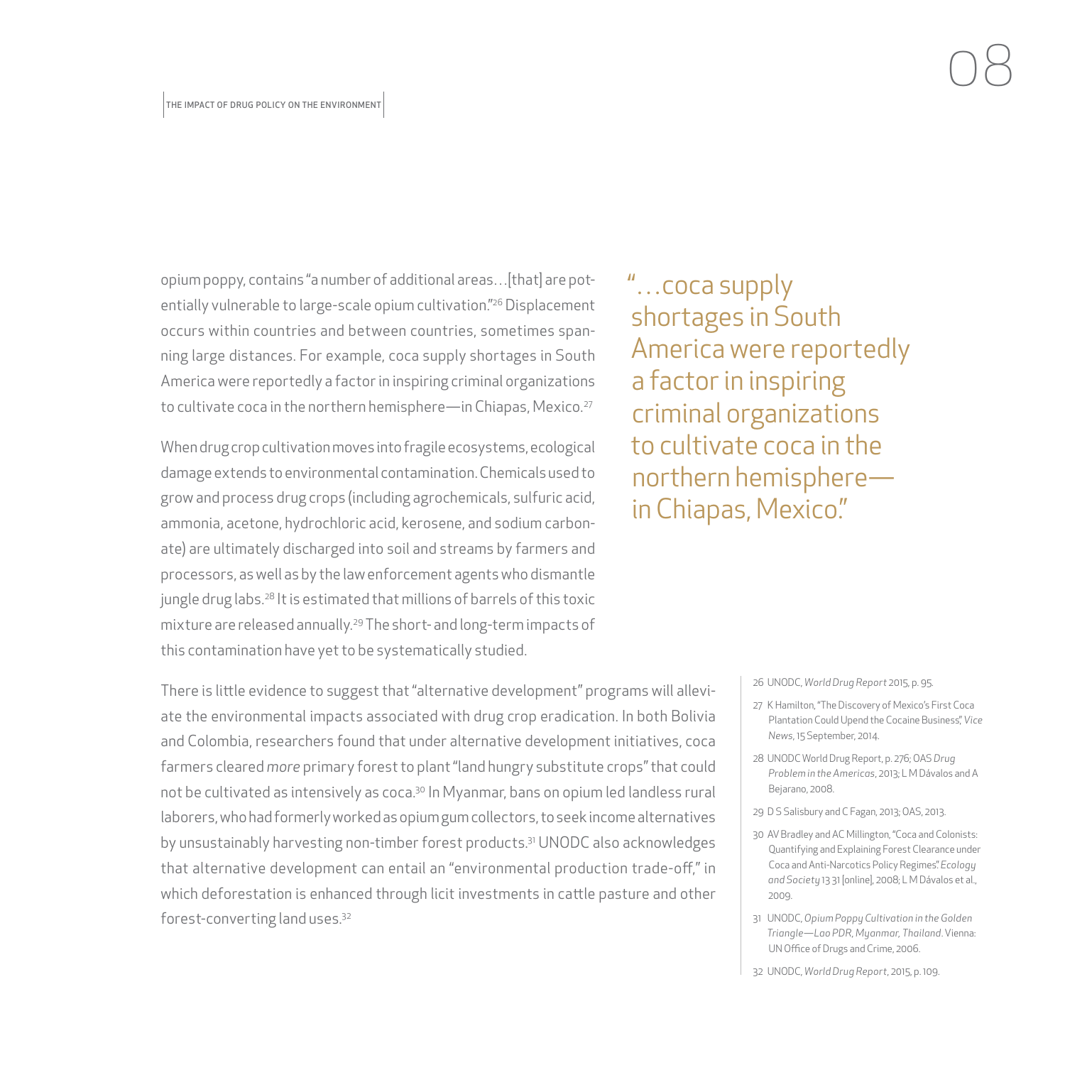opium poppy, contains "a number of additional areas…[that] are potentially vulnerable to large-scale opium cultivation."[26] Displacement occurs within countries and between countries, sometimes spanning large distances. For example, coca supply shortages in South America were reportedly a factor in inspiring criminal organizations to cultivate coca in the northern hemisphere—in Chiapas, Mexico.[27]

> "…coca supply shortages in South America were reportedly a factor in inspiring criminal organizations to cultivate coca in the northern hemisphere—in Chiapas, Mexico."

When drug crop cultivation moves into fragile ecosystems, ecological damage extends to environmental contamination. Chemicals used to grow and process drug crops (including agrochemicals, sulfuric acid, ammonia, acetone, hydrochloric acid, kerosene, and sodium carbonate) are ultimately discharged into soil and streams by farmers and processors, as well as by the law enforcement agents who dismantle jungle drug labs.[28] It is estimated that millions of barrels of this toxic mixture are released annually.[29] The short- and long-term impacts of this contamination have yet to be systematically studied.

There is little evidence to suggest that "alternative development" programs will alleviate the environmental impacts associated with drug crop eradication. In both Bolivia and Colombia, researchers found that under alternative development initiatives, coca farmers cleared *more* primary forest to plant "land hungry substitute crops" that could not be cultivated as intensively as coca.[30] In Myanmar, bans on opium led landless rural laborers, who had formerly worked as opium gum collectors, to seek income alternatives by unsustainably harvesting non-timber forest products.[31] UNODC also acknowledges that alternative development can entail an "environmental production trade-off," in which deforestation is enhanced through licit investments in cattle pasture and other forest-converting land uses.[32]

26 UNODC, *World Drug Report* 2015, p. 95.

27 K Hamilton, "The Discovery of Mexico's First Coca Plantation Could Upend the Cocaine Business," *Vice News*, 15 September, 2014.

28 UNODC World Drug Report, p. 276; OAS *Drug Problem in the Americas*, 2013; L M Dávalos and A Bejarano, 2008.

29 D S Salisbury and C Fagan, 2013; OAS, 2013.

30 AV Bradley and AC Millington, "Coca and Colonists: Quantifying and Explaining Forest Clearance under Coca and Anti-Narcotics Policy Regimes." *Ecology and Society* 13 31 [online], 2008; L M Dávalos et al., 2009.

31 UNODC, *Opium Poppy Cultivation in the Golden Triangle—Lao PDR, Myanmar, Thailand*. Vienna: UN Office of Drugs and Crime, 2006.

32 UNODC, *World Drug Report*, 2015, p. 109.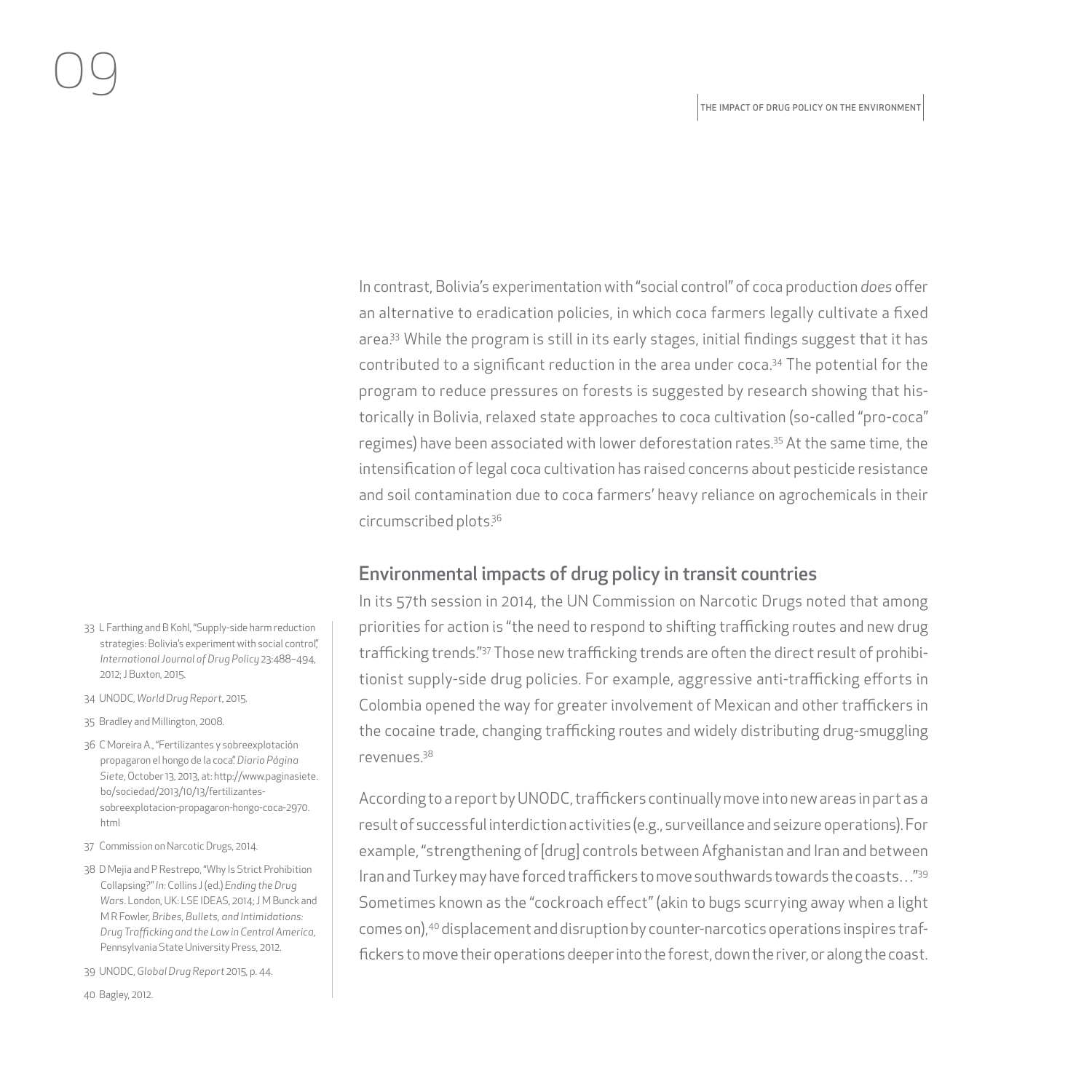In contrast, Bolivia's experimentation with "social control" of coca production *does* offer an alternative to eradication policies, in which coca farmers legally cultivate a fixed area.[33] While the program is still in its early stages, initial findings suggest that it has contributed to a significant reduction in the area under coca.[34] The potential for the program to reduce pressures on forests is suggested by research showing that historically in Bolivia, relaxed state approaches to coca cultivation (so-called "pro-coca" regimes) have been associated with lower deforestation rates.[35] At the same time, the intensification of legal coca cultivation has raised concerns about pesticide resistance and soil contamination due to coca farmers' heavy reliance on agrochemicals in their circumscribed plots.[36]

## Environmental impacts of drug policy in transit countries

In its 57th session in 2014, the UN Commission on Narcotic Drugs noted that among priorities for action is "the need to respond to shifting trafficking routes and new drug trafficking trends."[37] Those new trafficking trends are often the direct result of prohibitionist supply-side drug policies. For example, aggressive anti-trafficking efforts in Colombia opened the way for greater involvement of Mexican and other traffickers in the cocaine trade, changing trafficking routes and widely distributing drug-smuggling revenues.[38]

According to a report by UNODC, traffickers continually move into new areas in part as a result of successful interdiction activities (e.g., surveillance and seizure operations). For example, "strengthening of [drug] controls between Afghanistan and Iran and between Iran and Turkey may have forced traffickers to move southwards towards the coasts…"[39] Sometimes known as the "cockroach effect" (akin to bugs scurrying away when a light comes on),[40] displacement and disruption by counter-narcotics operations inspires traffickers to move their operations deeper into the forest, down the river, or along the coast.

---

33 L Farthing and B Kohl, "Supply-side harm reduction strategies: Bolivia's experiment with social control," *International Journal of Drug Policy* 23:488–494, 2012; J Buxton, 2015.

34 UNODC, *World Drug Report*, 2015.

35 Bradley and Millington, 2008.

36 C Moreira A., "Fertilizantes y sobreexplotación propagaron el hongo de la coca." *Diario Página Siete*, October 13, 2013, at: http://www.paginasiete.bo/sociedad/2013/10/13/fertilizantes-sobreexplotacion-propagaron-hongo-coca-2970.html

37 Commission on Narcotic Drugs, 2014.

38 D Mejia and P Restrepo, "Why Is Strict Prohibition Collapsing?" *In:* Collins J (ed.) *Ending the Drug Wars*. London, UK: LSE IDEAS, 2014; J M Bunck and M R Fowler, *Bribes, Bullets, and Intimidations: Drug Trafficking and the Law in Central America*, Pennsylvania State University Press, 2012.

39 UNODC, *Global Drug Report* 2015, p. 44.

40 Bagley, 2012.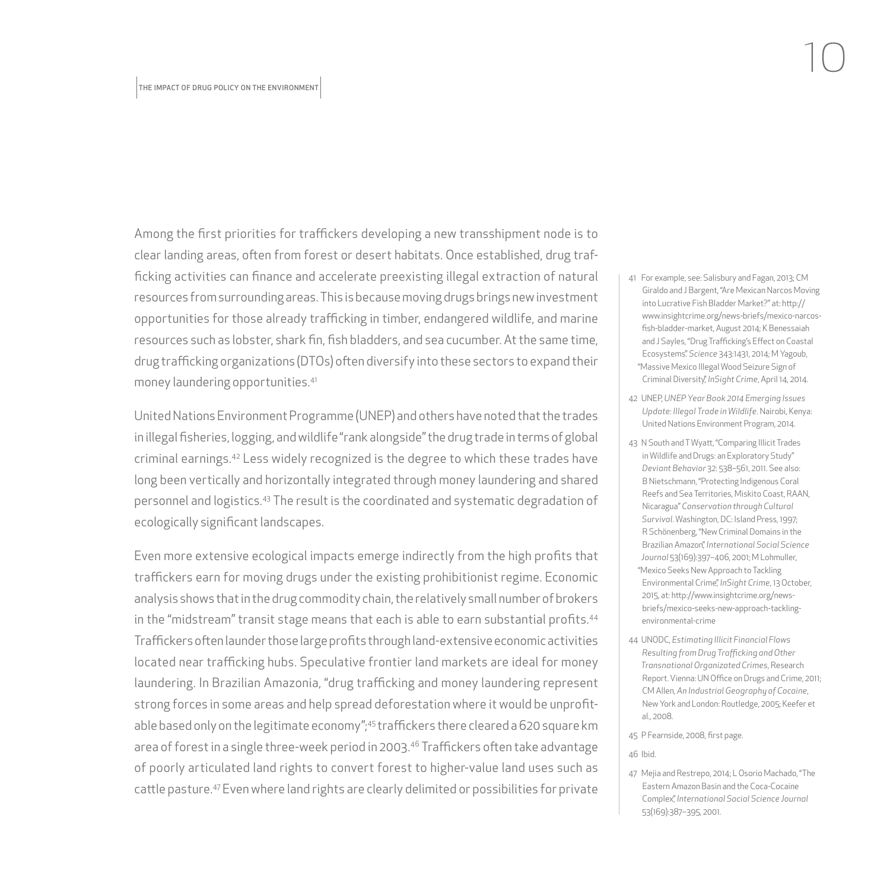Among the first priorities for traffickers developing a new transshipment node is to clear landing areas, often from forest or desert habitats. Once established, drug trafficking activities can finance and accelerate preexisting illegal extraction of natural resources from surrounding areas. This is because moving drugs brings new investment opportunities for those already trafficking in timber, endangered wildlife, and marine resources such as lobster, shark fin, fish bladders, and sea cucumber. At the same time, drug trafficking organizations (DTOs) often diversify into these sectors to expand their money laundering opportunities.[41]

United Nations Environment Programme (UNEP) and others have noted that the trades in illegal fisheries, logging, and wildlife "rank alongside" the drug trade in terms of global criminal earnings.[42] Less widely recognized is the degree to which these trades have long been vertically and horizontally integrated through money laundering and shared personnel and logistics.[43] The result is the coordinated and systematic degradation of ecologically significant landscapes.

Even more extensive ecological impacts emerge indirectly from the high profits that traffickers earn for moving drugs under the existing prohibitionist regime. Economic analysis shows that in the drug commodity chain, the relatively small number of brokers in the "midstream" transit stage means that each is able to earn substantial profits.[44] Traffickers often launder those large profits through land-extensive economic activities located near trafficking hubs. Speculative frontier land markets are ideal for money laundering. In Brazilian Amazonia, "drug trafficking and money laundering represent strong forces in some areas and help spread deforestation where it would be unprofitable based only on the legitimate economy";[45] traffickers there cleared a 620 square km area of forest in a single three-week period in 2003.[46] Traffickers often take advantage of poorly articulated land rights to convert forest to higher-value land uses such as cattle pasture.[47] Even where land rights are clearly delimited or possibilities for private

41 For example, see: Salisbury and Fagan, 2013; CM Giraldo and J Bargent, "Are Mexican Narcos Moving into Lucrative Fish Bladder Market?" at: http://www.insightcrime.org/news-briefs/mexico-narcos-fish-bladder-market, August 2014; K Benessaiah and J Sayles, "Drug Trafficking's Effect on Coastal Ecosystems". *Science* 343:1431, 2014; M Yagoub, "Massive Mexico Illegal Wood Seizure Sign of Criminal Diversity", *InSight Crime*, April 14, 2014.

42 UNEP, *UNEP Year Book 2014 Emerging Issues Update: Illegal Trade in Wildlife*. Nairobi, Kenya: United Nations Environment Program, 2014.

43 N South and T Wyatt, "Comparing Illicit Trades in Wildlife and Drugs: an Exploratory Study" *Deviant Behavior* 32: 538–561, 2011. See also: B Nietschmann, "Protecting Indigenous Coral Reefs and Sea Territories, Miskito Coast, RAAN, Nicaragua" *Conservation through Cultural Survival*. Washington, DC: Island Press, 1997; R Schönenberg, "New Criminal Domains in the Brazilian Amazon", *International Social Science Journal* 53(169):397–406, 2001; M Lohmuller, "Mexico Seeks New Approach to Tackling Environmental Crime", *InSight Crime*, 13 October, 2015, at: http://www.insightcrime.org/news-briefs/mexico-seeks-new-approach-tackling-environmental-crime

44 UNODC, *Estimating Illicit Financial Flows Resulting from Drug Trafficking and Other Transnational Organizated Crimes*, Research Report. Vienna: UN Office on Drugs and Crime, 2011; CM Allen, *An Industrial Geography of Cocaine*, New York and London: Routledge, 2005; Keefer et al., 2008.

45 P Fearnside, 2008, first page.

46 Ibid.

47 Mejia and Restrepo, 2014; L Osorio Machado, "The Eastern Amazon Basin and the Coca-Cocaine Complex", *International Social Science Journal* 53(169):387–395, 2001.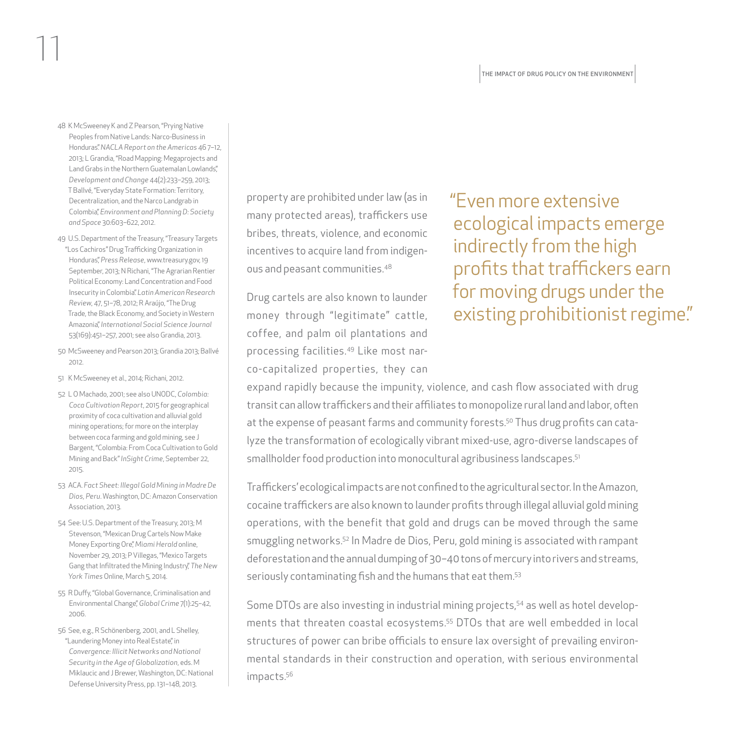property are prohibited under law (as in many protected areas), traffickers use bribes, threats, violence, and economic incentives to acquire land from indigenous and peasant communities.[48]

> "Even more extensive ecological impacts emerge indirectly from the high profits that traffickers earn for moving drugs under the existing prohibitionist regime."

Drug cartels are also known to launder money through "legitimate" cattle, coffee, and palm oil plantations and processing facilities.[49] Like most narco-capitalized properties, they can expand rapidly because the impunity, violence, and cash flow associated with drug transit can allow traffickers and their affiliates to monopolize rural land and labor, often at the expense of peasant farms and community forests.[50] Thus drug profits can catalyze the transformation of ecologically vibrant mixed-use, agro-diverse landscapes of smallholder food production into monocultural agribusiness landscapes.[51]

Traffickers' ecological impacts are not confined to the agricultural sector. In the Amazon, cocaine traffickers are also known to launder profits through illegal alluvial gold mining operations, with the benefit that gold and drugs can be moved through the same smuggling networks.[52] In Madre de Dios, Peru, gold mining is associated with rampant deforestation and the annual dumping of 30–40 tons of mercury into rivers and streams, seriously contaminating fish and the humans that eat them.[53]

Some DTOs are also investing in industrial mining projects,[54] as well as hotel developments that threaten coastal ecosystems.[55] DTOs that are well embedded in local structures of power can bribe officials to ensure lax oversight of prevailing environmental standards in their construction and operation, with serious environmental impacts.[56]

---

48 K McSweeney K and Z Pearson, "Prying Native Peoples from Native Lands: Narco-Business in Honduras". *NACLA Report on the Americas* 46 7–12, 2013; L Grandia, "Road Mapping: Megaprojects and Land Grabs in the Northern Guatemalan Lowlands", *Development and Change* 44(2):233–259, 2013; T Ballvé, "Everyday State Formation: Territory, Decentralization, and the Narco Landgrab in Colombia", *Environment and Planning D: Society and Space* 30:603–622, 2012.

49 U.S. Department of the Treasury, "Treasury Targets "Los Cachiros" Drug Trafficking Organization in Honduras", *Press Release*, www.treasury.gov, 19 September, 2013; N Richani, "The Agrarian Rentier Political Economy: Land Concentration and Food Insecurity in Colombia". *Latin American Research Review*, 47, 51–78, 2012; R Araújo, "The Drug Trade, the Black Economy, and Society in Western Amazonia", *International Social Science Journal* 53(169):451–257, 2001; see also Grandia, 2013.

50 McSweeney and Pearson 2013; Grandia 2013; Ballvé 2012.

51 K McSweeney et al., 2014; Richani, 2012.

52 L O Machado, 2001; see also UNODC, *Colombia: Coca Cultivation Report*, 2015 for geographical proximity of coca cultivation and alluvial gold mining operations; for more on the interplay between coca farming and gold mining, see J Bargent, "Colombia: From Coca Cultivation to Gold Mining and Back" *InSight Crime*, September 22, 2015.

53 ACA. *Fact Sheet: Illegal Gold Mining in Madre De Dios, Peru*. Washington, DC: Amazon Conservation Association, 2013.

54 See: U.S. Department of the Treasury, 2013; M Stevenson, "Mexican Drug Cartels Now Make Money Exporting Ore", *Miami Herald* online, November 29, 2013; P Villegas, "Mexico Targets Gang that Infiltrated the Mining Industry", *The New York Times* Online, March 5, 2014.

55 R Duffy, "Global Governance, Criminalisation and Environmental Change", *Global Crime* 7(1):25–42, 2006.

56 See, e.g., R Schönenberg, 2001, and L Shelley, "Laundering Money into Real Estate", in *Convergence: Illicit Networks and National Security in the Age of Globalization*, eds. M Miklaucic and J Brewer, Washington, DC: National Defense University Press, pp. 131–148, 2013.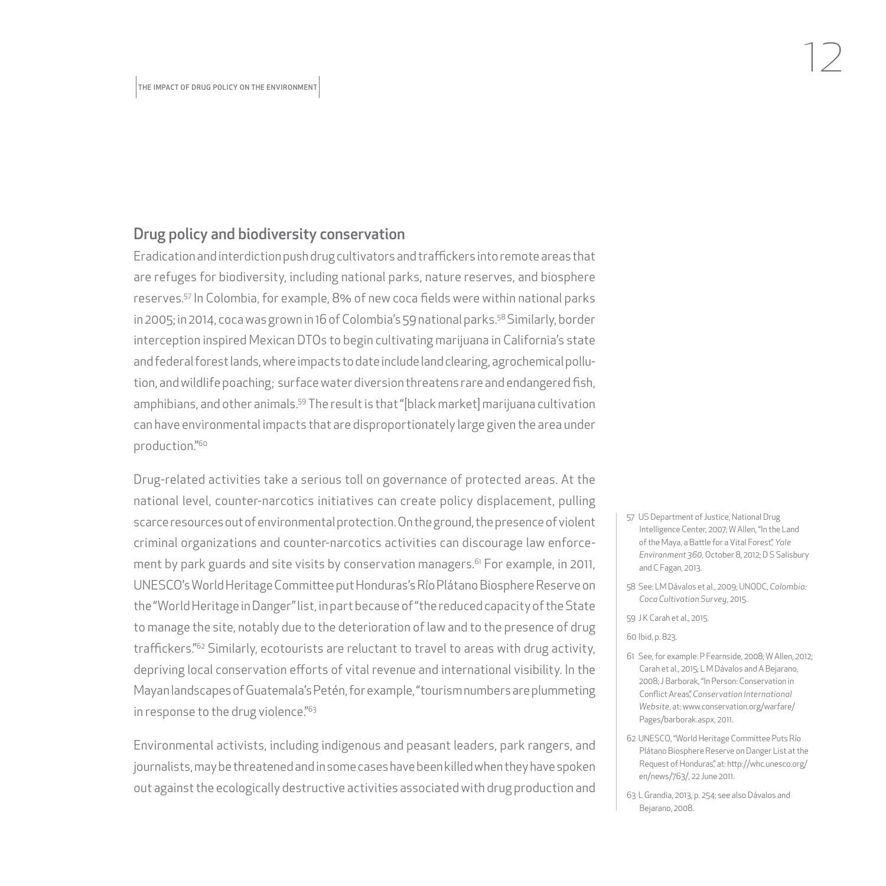## Drug policy and biodiversity conservation

Eradication and interdiction push drug cultivators and traffickers into remote areas that are refuges for biodiversity, including national parks, nature reserves, and biosphere reserves.[57] In Colombia, for example, 8% of new coca fields were within national parks in 2005; in 2014, coca was grown in 16 of Colombia's 59 national parks.[58] Similarly, border interception inspired Mexican DTOs to begin cultivating marijuana in California's state and federal forest lands, where impacts to date include land clearing, agrochemical pollution, and wildlife poaching; surface water diversion threatens rare and endangered fish, amphibians, and other animals.[59] The result is that "[black market] marijuana cultivation can have environmental impacts that are disproportionately large given the area under production."[60]

Drug-related activities take a serious toll on governance of protected areas. At the national level, counter-narcotics initiatives can create policy displacement, pulling scarce resources out of environmental protection. On the ground, the presence of violent criminal organizations and counter-narcotics activities can discourage law enforcement by park guards and site visits by conservation managers.[61] For example, in 2011, UNESCO's World Heritage Committee put Honduras's Río Plátano Biosphere Reserve on the "World Heritage in Danger" list, in part because of "the reduced capacity of the State to manage the site, notably due to the deterioration of law and to the presence of drug traffickers."[62] Similarly, ecotourists are reluctant to travel to areas with drug activity, depriving local conservation efforts of vital revenue and international visibility. In the Mayan landscapes of Guatemala's Petén, for example, "tourism numbers are plummeting in response to the drug violence."[63]

Environmental activists, including indigenous and peasant leaders, park rangers, and journalists, may be threatened and in some cases have been killed when they have spoken out against the ecologically destructive activities associated with drug production and

57 US Department of Justice, National Drug Intelligence Center, 2007; W Allen, "In the Land of the Maya, a Battle for a Vital Forest", *Yale Environment 360*, October 8, 2012; D S Salisbury and C Fagan, 2013.

58 See: LM Dávalos et al., 2009; UNODC, *Colombia: Coca Cultivation Survey*, 2015.

59 J K Carah et al., 2015.

60 Ibid, p. 823.

61 See, for example: P Fearnside, 2008; W Allen, 2012; Carah et al., 2015; L M Dávalos and A Bejarano, 2008; J Barborak, "In Person: Conservation in Conflict Areas", *Conservation International Website*, at: www.conservation.org/warfare/Pages/barborak.aspx, 2011.

62 UNESCO, "World Heritage Committee Puts Río Plátano Biosphere Reserve on Danger List at the Request of Honduras", at: http://whc.unesco.org/en/news/763/, 22 June 2011.

63 L Grandia, 2013, p. 254; see also Dávalos and Bejarano, 2008.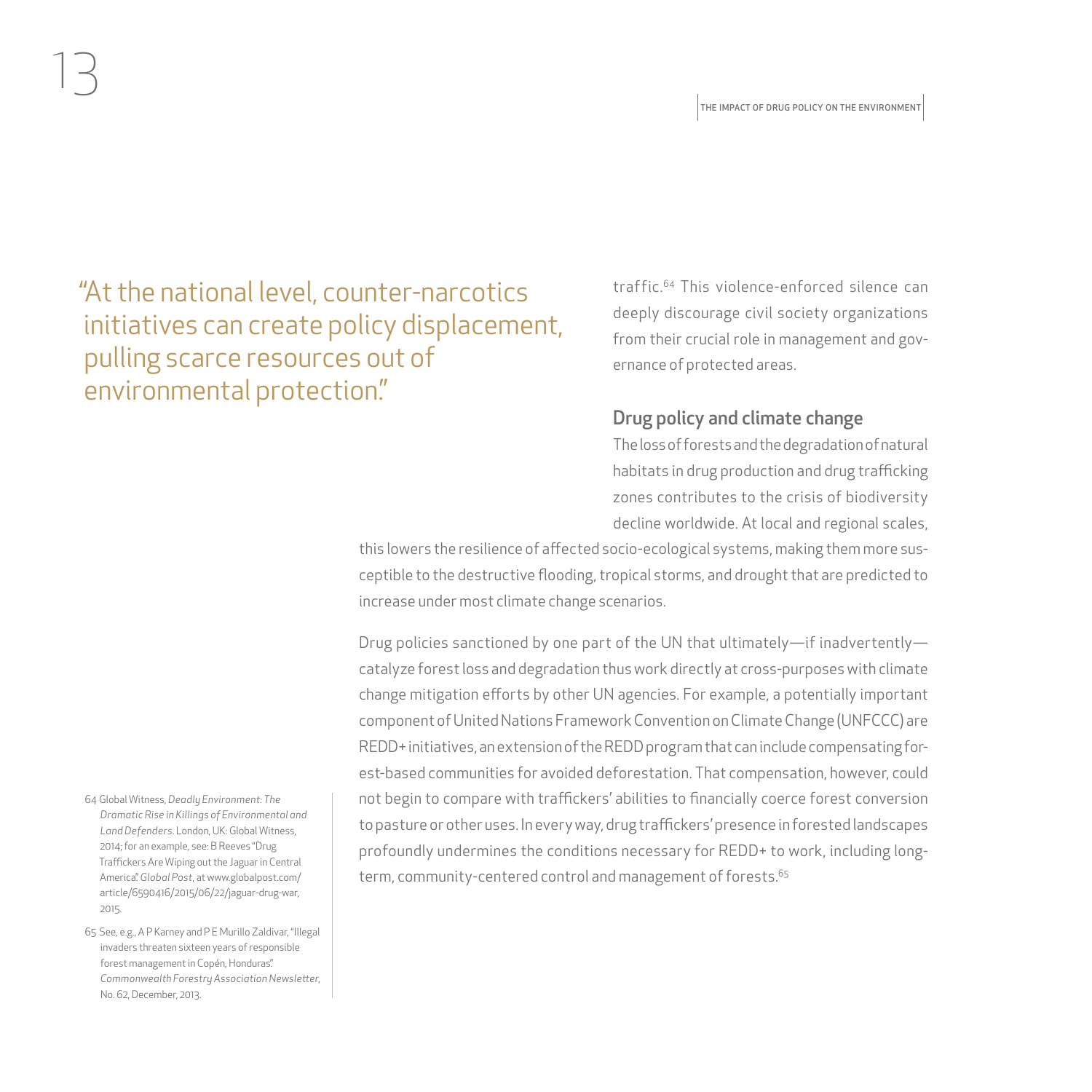"At the national level, counter-narcotics initiatives can create policy displacement, pulling scarce resources out of environmental protection."

traffic.[64] This violence-enforced silence can deeply discourage civil society organizations from their crucial role in management and governance of protected areas.

## Drug policy and climate change

The loss of forests and the degradation of natural habitats in drug production and drug trafficking zones contributes to the crisis of biodiversity decline worldwide. At local and regional scales, this lowers the resilience of affected socio-ecological systems, making them more susceptible to the destructive flooding, tropical storms, and drought that are predicted to increase under most climate change scenarios.

Drug policies sanctioned by one part of the UN that ultimately—if inadvertently—catalyze forest loss and degradation thus work directly at cross-purposes with climate change mitigation efforts by other UN agencies. For example, a potentially important component of United Nations Framework Convention on Climate Change (UNFCCC) are REDD+ initiatives, an extension of the REDD program that can include compensating forest-based communities for avoided deforestation. That compensation, however, could not begin to compare with traffickers' abilities to financially coerce forest conversion to pasture or other uses. In every way, drug traffickers' presence in forested landscapes profoundly undermines the conditions necessary for REDD+ to work, including long-term, community-centered control and management of forests.[65]

64 Global Witness, *Deadly Environment: The Dramatic Rise in Killings of Environmental and Land Defenders*. London, UK: Global Witness, 2014; for an example, see: B Reeves "Drug Traffickers Are Wiping out the Jaguar in Central America." *Global Post*, at www.globalpost.com/article/6590416/2015/06/22/jaguar-drug-war, 2015.

65 See, e.g., A P Karney and P E Murillo Zaldivar, "Illegal invaders threaten sixteen years of responsible forest management in Copén, Honduras." *Commonwealth Forestry Association Newsletter*, No. 62, December, 2013.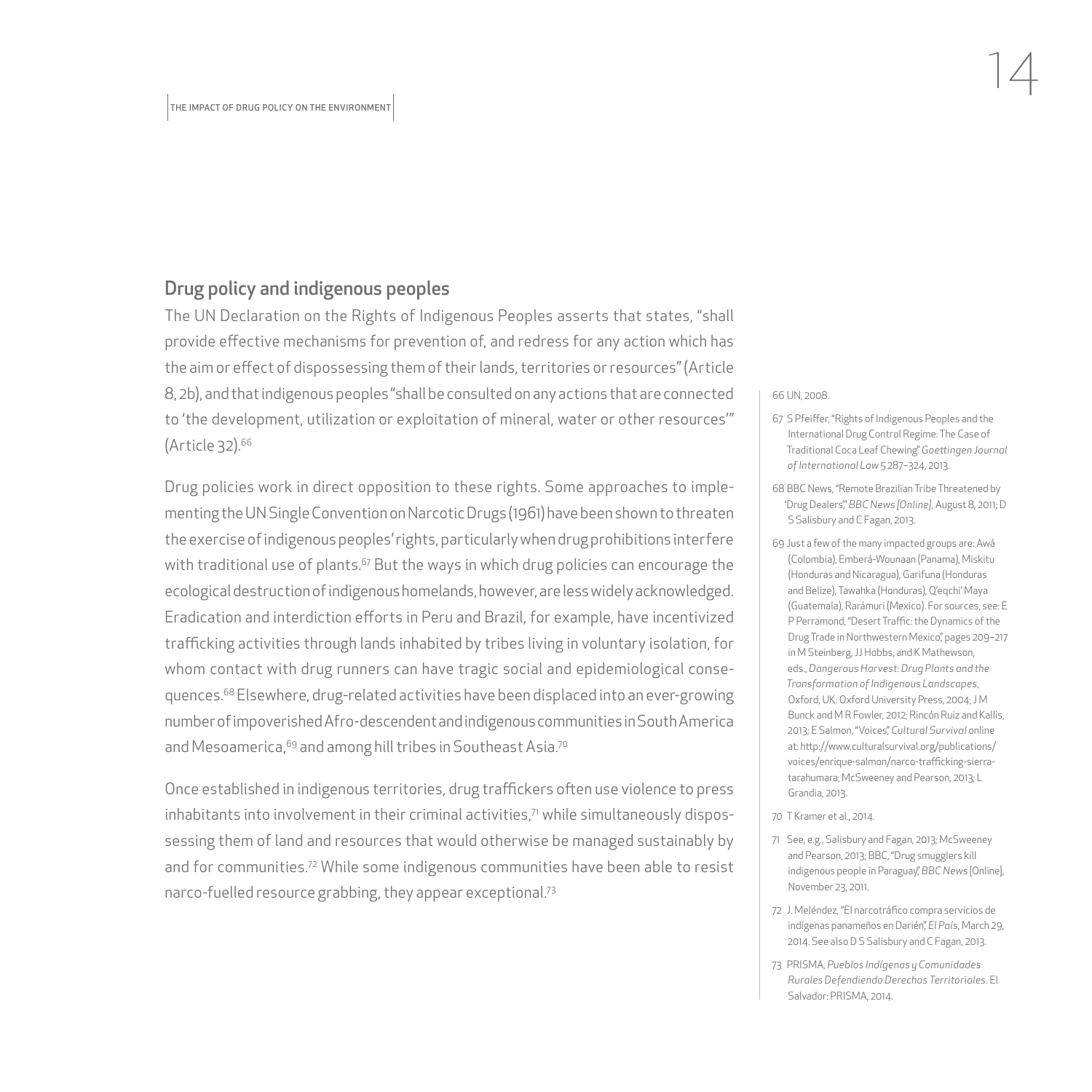## Drug policy and indigenous peoples

The UN Declaration on the Rights of Indigenous Peoples asserts that states, "shall provide effective mechanisms for prevention of, and redress for any action which has the aim or effect of dispossessing them of their lands, territories or resources" (Article 8, 2b), and that indigenous peoples "shall be consulted on any actions that are connected to 'the development, utilization or exploitation of mineral, water or other resources'" (Article 32).[66]

Drug policies work in direct opposition to these rights. Some approaches to implementing the UN Single Convention on Narcotic Drugs (1961) have been shown to threaten the exercise of indigenous peoples' rights, particularly when drug prohibitions interfere with traditional use of plants.[67] But the ways in which drug policies can encourage the ecological destruction of indigenous homelands, however, are less widely acknowledged. Eradication and interdiction efforts in Peru and Brazil, for example, have incentivized trafficking activities through lands inhabited by tribes living in voluntary isolation, for whom contact with drug runners can have tragic social and epidemiological consequences.[68] Elsewhere, drug-related activities have been displaced into an ever-growing number of impoverished Afro-descendent and indigenous communities in South America and Mesoamerica,[69] and among hill tribes in Southeast Asia.[70]

Once established in indigenous territories, drug traffickers often use violence to press inhabitants into involvement in their criminal activities,[71] while simultaneously dispossessing them of land and resources that would otherwise be managed sustainably by and for communities.[72] While some indigenous communities have been able to resist narco-fuelled resource grabbing, they appear exceptional.[73]

66 UN, 2008.

67 S Pfeiffer, "Rights of Indigenous Peoples and the International Drug Control Regime: The Case of Traditional Coca Leaf Chewing," *Goettingen Journal of International Law* 5 287–324, 2013.

68 BBC News, "Remote Brazilian Tribe Threatened by 'Drug Dealers'," *BBC News [Online]*, August 8, 2011; D S Salisbury and C Fagan, 2013.

69 Just a few of the many impacted groups are: Awá (Colombia), Emberá-Wounaan (Panama), Miskitu (Honduras and Nicaragua), Garifuna (Honduras and Belize), Tawahka (Honduras), Q'eqchi' Maya (Guatemala), Rarámuri (Mexico). For sources, see: E P Perramond, "Desert Traffic: the Dynamics of the Drug Trade in Northwestern Mexico," pages 209–217 in M Steinberg, JJ Hobbs, and K Mathewson, eds., *Dangerous Harvest: Drug Plants and the Transformation of Indigenous Landscapes*, Oxford, UK: Oxford University Press, 2004; J M Bunck and M R Fowler, 2012; Rincón Ruiz and Kallis, 2013; E Salmon, "Voices," *Cultural Survival* online at: http://www.culturalsurvival.org/publications/voices/enrique-salmon/narco-trafficking-sierra-tarahumara; McSweeney and Pearson, 2013; L Grandia, 2013.

70 T Kramer et al., 2014.

71 See, e.g., Salisbury and Fagan, 2013; McSweeney and Pearson, 2013; BBC, "Drug smugglers kill indigenous people in Paraguay," *BBC News* [Online], November 23, 2011.

72 J. Meléndez, "El narcotráfico compra servicios de indígenas panameños en Darién," *El País*, March 29, 2014. See also D S Salisbury and C Fagan, 2013.

73 PRISMA, *Pueblos Indígenas y Comunidades Rurales Defendiendo Derechos Territoriales*. El Salvador: PRISMA, 2014.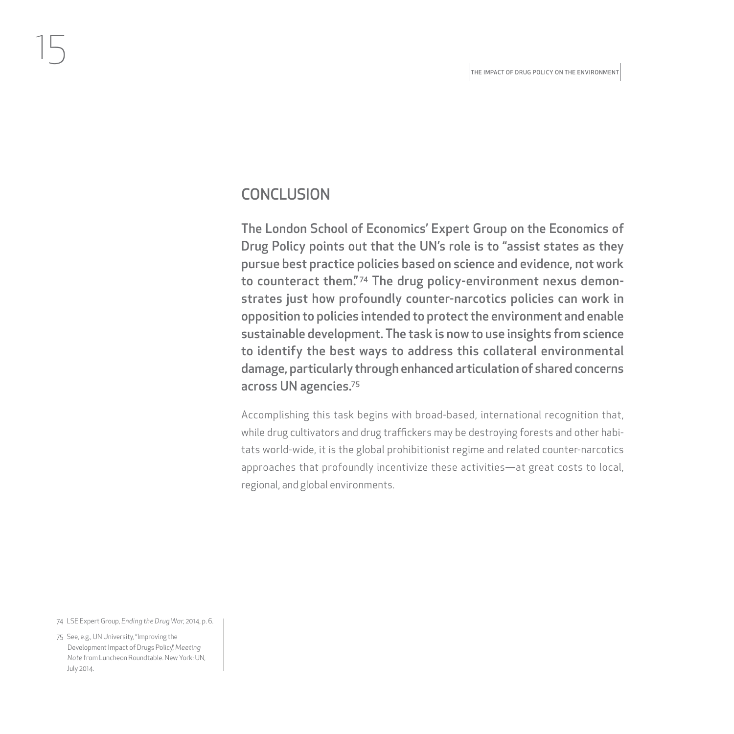## CONCLUSION

**The London School of Economics' Expert Group on the Economics of Drug Policy points out that the UN's role is to "assist states as they pursue best practice policies based on science and evidence, not work to counteract them."[74] The drug policy-environment nexus demonstrates just how profoundly counter-narcotics policies can work in opposition to policies intended to protect the environment and enable sustainable development. The task is now to use insights from science to identify the best ways to address this collateral environmental damage, particularly through enhanced articulation of shared concerns across UN agencies.[75]**

Accomplishing this task begins with broad-based, international recognition that, while drug cultivators and drug traffickers may be destroying forests and other habitats world-wide, it is the global prohibitionist regime and related counter-narcotics approaches that profoundly incentivize these activities—at great costs to local, regional, and global environments.

74 LSE Expert Group, *Ending the Drug War*, 2014, p. 6.

75 See, e.g., UN University, "Improving the Development Impact of Drugs Policy," *Meeting Note* from Luncheon Roundtable. New York: UN, July 2014.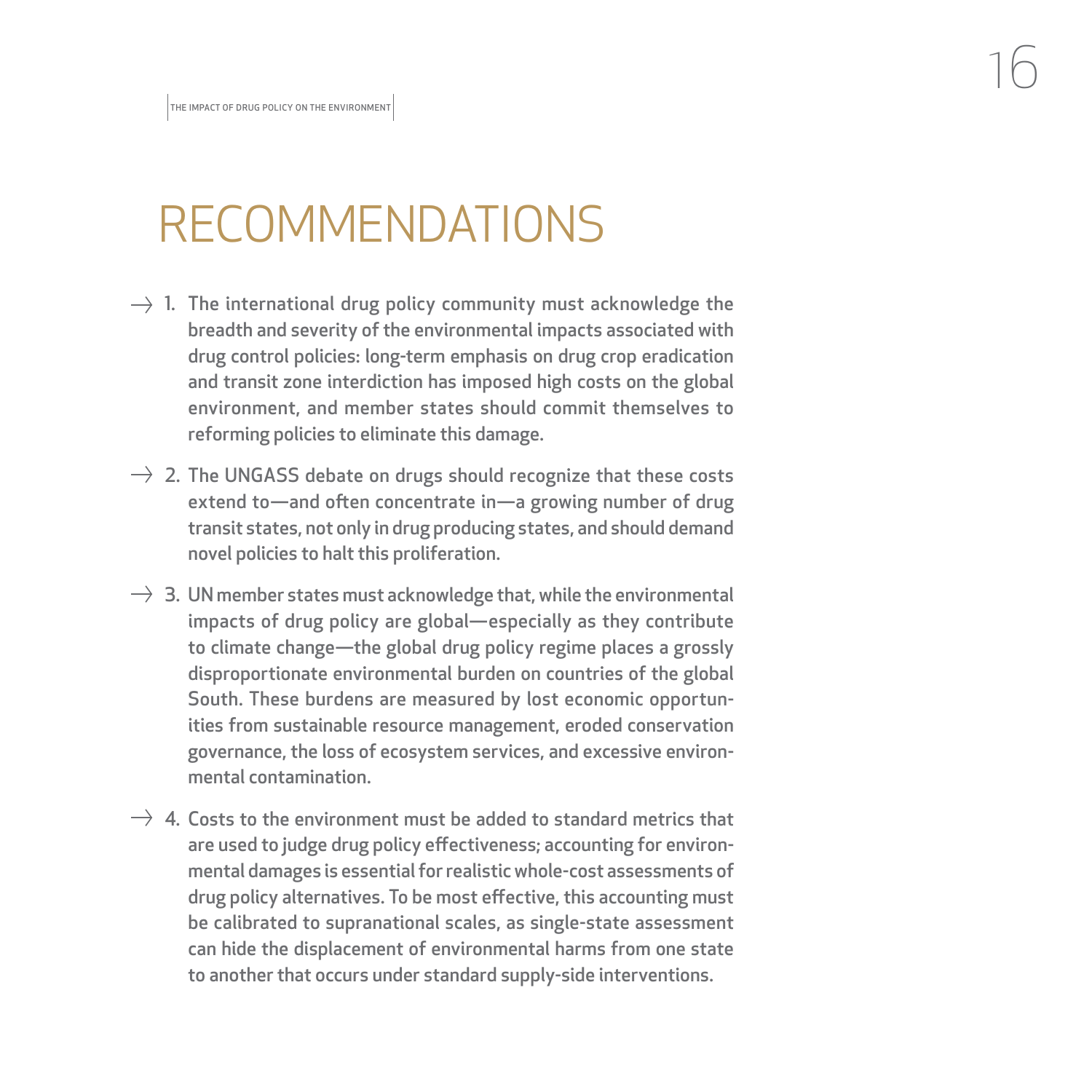# RECOMMENDATIONS

1. The international drug policy community must acknowledge the breadth and severity of the environmental impacts associated with drug control policies: long-term emphasis on drug crop eradication and transit zone interdiction has imposed high costs on the global environment, and member states should commit themselves to reforming policies to eliminate this damage.

2. The UNGASS debate on drugs should recognize that these costs extend to—and often concentrate in—a growing number of drug transit states, not only in drug producing states, and should demand novel policies to halt this proliferation.

3. UN member states must acknowledge that, while the environmental impacts of drug policy are global—especially as they contribute to climate change—the global drug policy regime places a grossly disproportionate environmental burden on countries of the global South. These burdens are measured by lost economic opportunities from sustainable resource management, eroded conservation governance, the loss of ecosystem services, and excessive environmental contamination.

4. Costs to the environment must be added to standard metrics that are used to judge drug policy effectiveness; accounting for environmental damages is essential for realistic whole-cost assessments of drug policy alternatives. To be most effective, this accounting must be calibrated to supranational scales, as single-state assessment can hide the displacement of environmental harms from one state to another that occurs under standard supply-side interventions.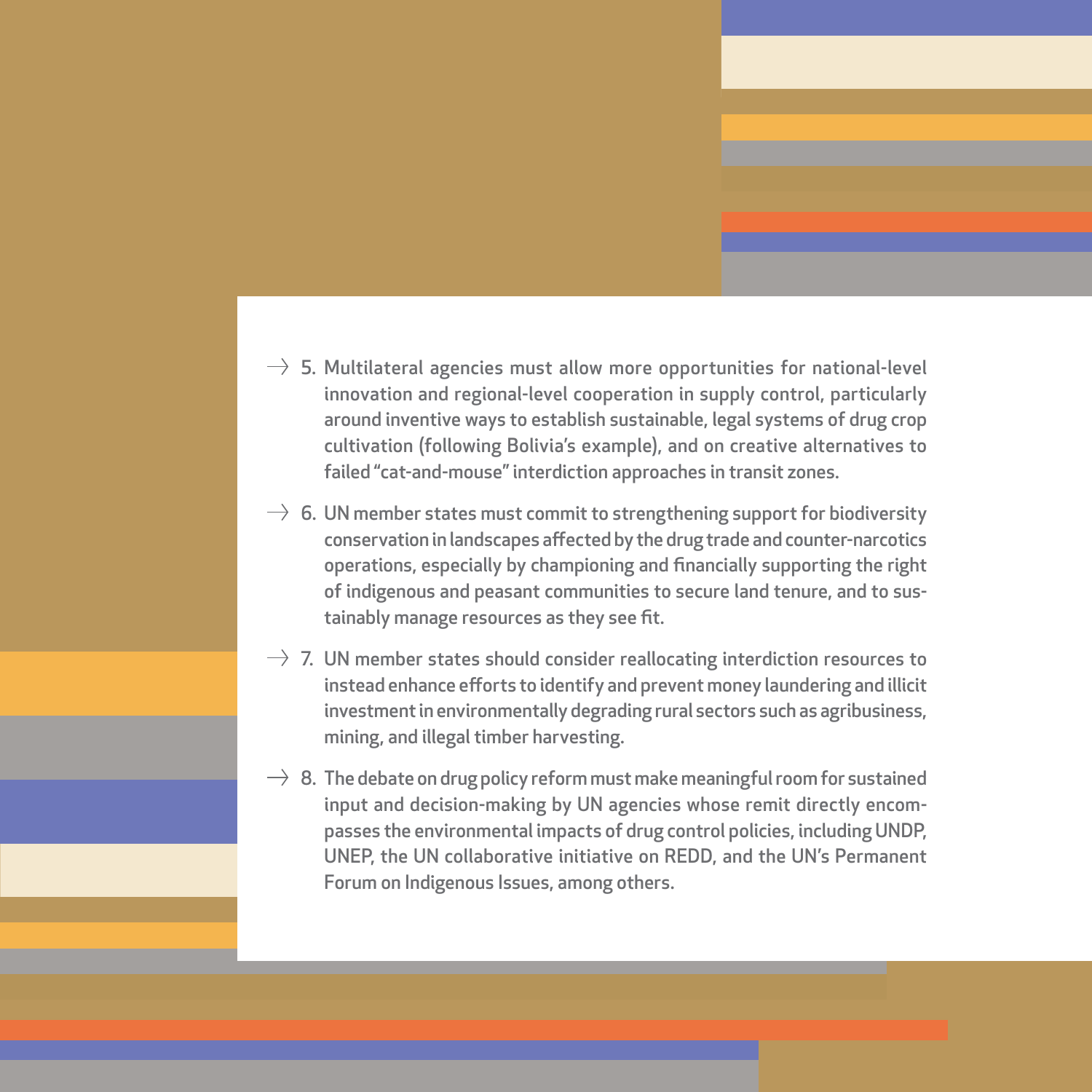→ 5. Multilateral agencies must allow more opportunities for national-level innovation and regional-level cooperation in supply control, particularly around inventive ways to establish sustainable, legal systems of drug crop cultivation (following Bolivia's example), and on creative alternatives to failed "cat-and-mouse" interdiction approaches in transit zones.

→ 6. UN member states must commit to strengthening support for biodiversity conservation in landscapes affected by the drug trade and counter-narcotics operations, especially by championing and financially supporting the right of indigenous and peasant communities to secure land tenure, and to sustainably manage resources as they see fit.

→ 7. UN member states should consider reallocating interdiction resources to instead enhance efforts to identify and prevent money laundering and illicit investment in environmentally degrading rural sectors such as agribusiness, mining, and illegal timber harvesting.

→ 8. The debate on drug policy reform must make meaningful room for sustained input and decision-making by UN agencies whose remit directly encompasses the environmental impacts of drug control policies, including UNDP, UNEP, the UN collaborative initiative on REDD, and the UN's Permanent Forum on Indigenous Issues, among others.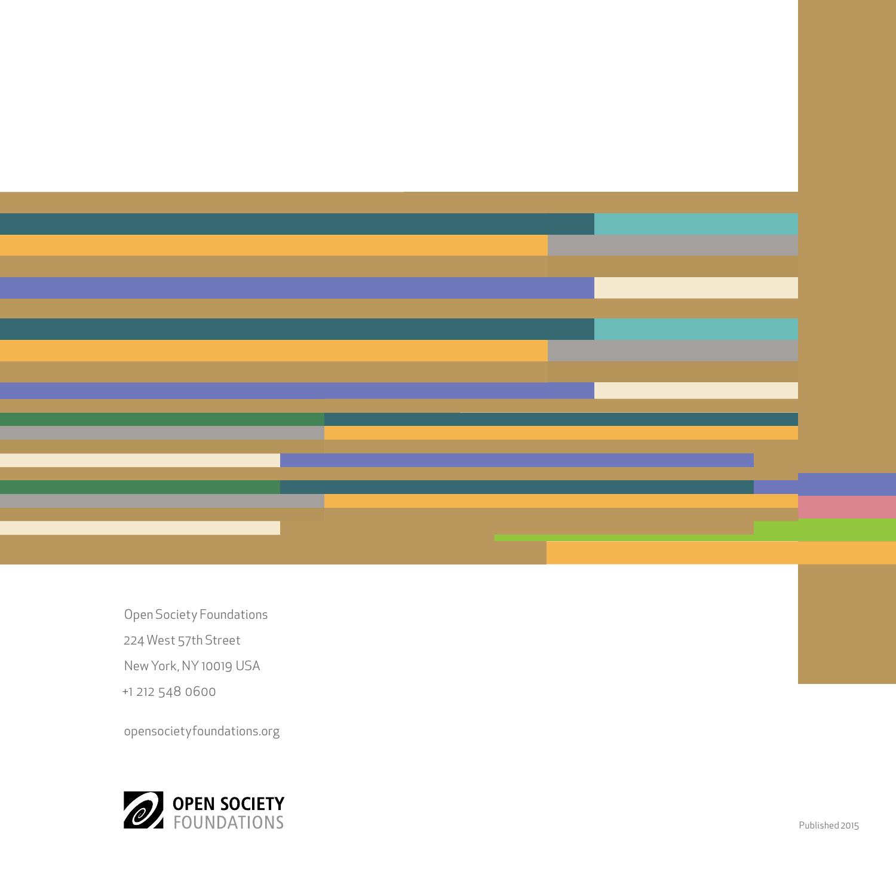Open Society Foundations

224 West 57th Street

New York, NY 10019 USA

+1 212 548 0600

opensocietyfoundations.org

OPEN SOCIETY
FOUNDATIONS

Published 2015